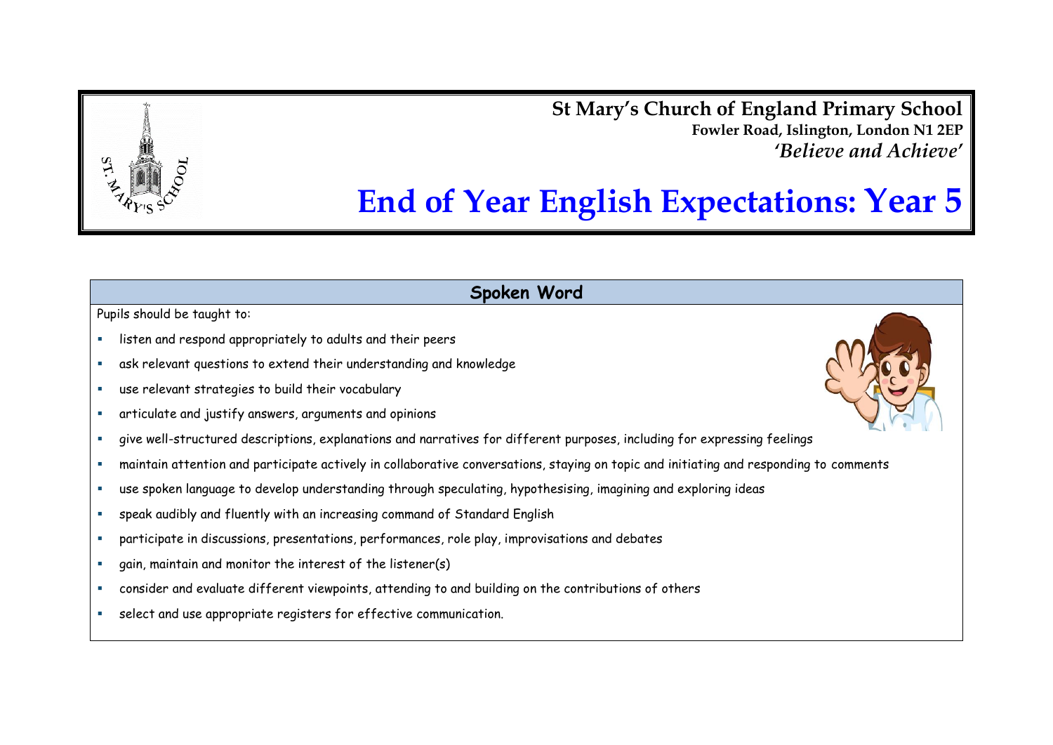**St Mary's Church of England Primary School**
**Fowler Road, Islington, London N1 2EP**
***'Believe and Achieve'***

# End of Year English Expectations: Year 5

## Spoken Word

Pupils should be taught to:

- listen and respond appropriately to adults and their peers
- ask relevant questions to extend their understanding and knowledge
- use relevant strategies to build their vocabulary
- articulate and justify answers, arguments and opinions
- give well-structured descriptions, explanations and narratives for different purposes, including for expressing feelings
- maintain attention and participate actively in collaborative conversations, staying on topic and initiating and responding to comments
- use spoken language to develop understanding through speculating, hypothesising, imagining and exploring ideas
- speak audibly and fluently with an increasing command of Standard English
- participate in discussions, presentations, performances, role play, improvisations and debates
- gain, maintain and monitor the interest of the listener(s)
- consider and evaluate different viewpoints, attending to and building on the contributions of others
- select and use appropriate registers for effective communication.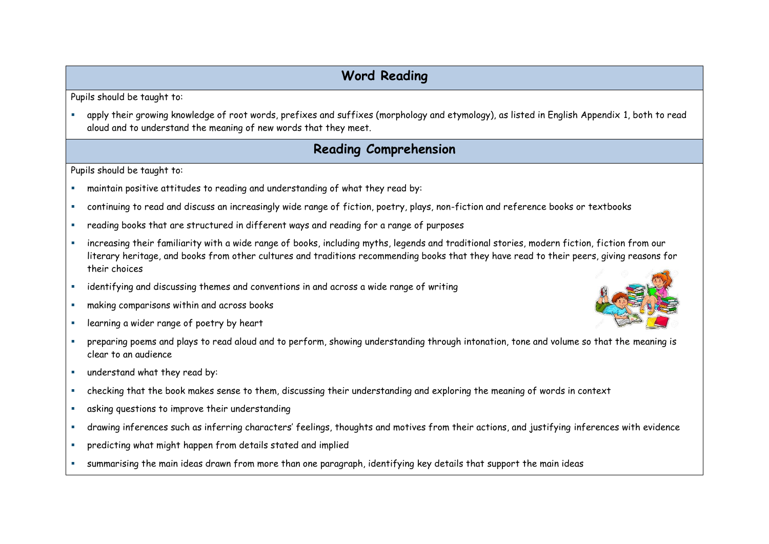## Word Reading

Pupils should be taught to:

- apply their growing knowledge of root words, prefixes and suffixes (morphology and etymology), as listed in English Appendix 1, both to read aloud and to understand the meaning of new words that they meet.

## Reading Comprehension

Pupils should be taught to:

- maintain positive attitudes to reading and understanding of what they read by:
- continuing to read and discuss an increasingly wide range of fiction, poetry, plays, non-fiction and reference books or textbooks
- reading books that are structured in different ways and reading for a range of purposes
- increasing their familiarity with a wide range of books, including myths, legends and traditional stories, modern fiction, fiction from our literary heritage, and books from other cultures and traditions recommending books that they have read to their peers, giving reasons for their choices
- identifying and discussing themes and conventions in and across a wide range of writing
- making comparisons within and across books
- learning a wider range of poetry by heart
- preparing poems and plays to read aloud and to perform, showing understanding through intonation, tone and volume so that the meaning is clear to an audience
- understand what they read by:
- checking that the book makes sense to them, discussing their understanding and exploring the meaning of words in context
- asking questions to improve their understanding
- drawing inferences such as inferring characters' feelings, thoughts and motives from their actions, and justifying inferences with evidence
- predicting what might happen from details stated and implied
- summarising the main ideas drawn from more than one paragraph, identifying key details that support the main ideas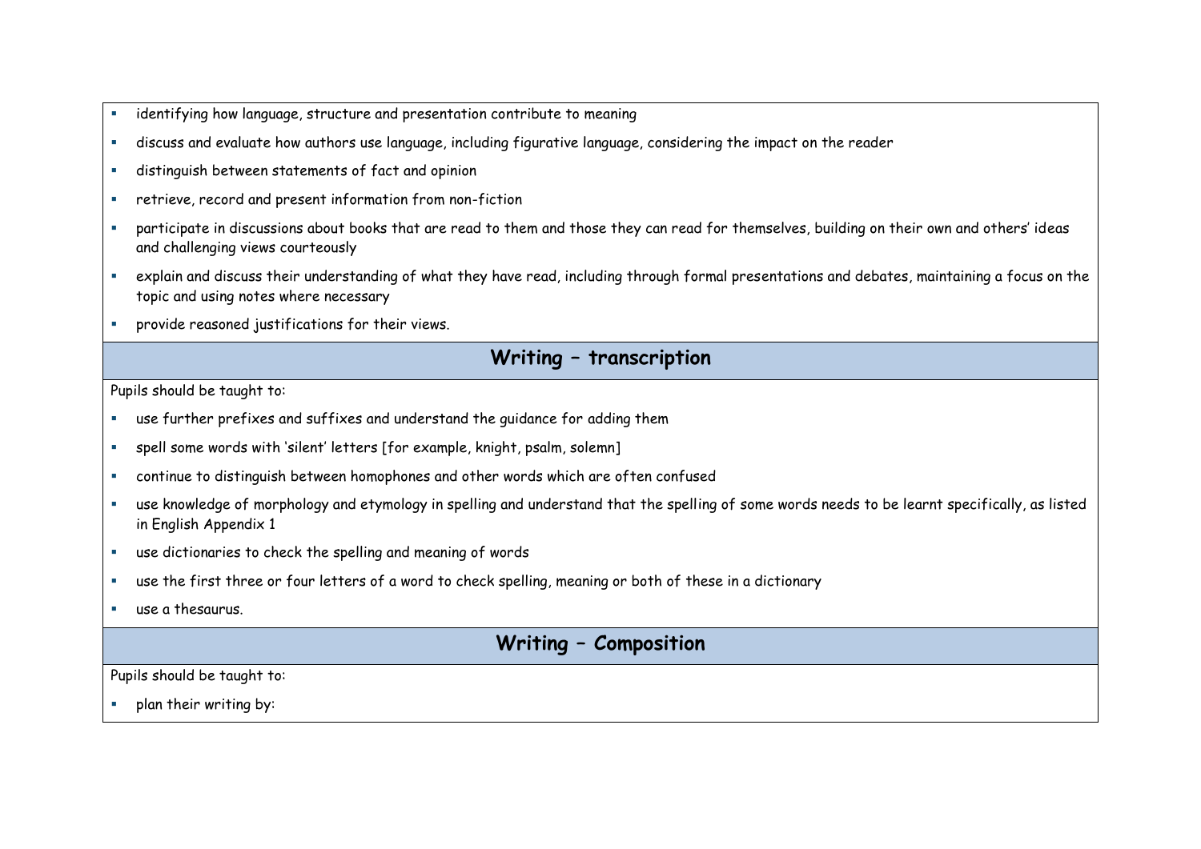- identifying how language, structure and presentation contribute to meaning
- discuss and evaluate how authors use language, including figurative language, considering the impact on the reader
- distinguish between statements of fact and opinion
- retrieve, record and present information from non-fiction
- participate in discussions about books that are read to them and those they can read for themselves, building on their own and others' ideas and challenging views courteously
- explain and discuss their understanding of what they have read, including through formal presentations and debates, maintaining a focus on the topic and using notes where necessary
- provide reasoned justifications for their views.

## Writing – transcription

Pupils should be taught to:

- use further prefixes and suffixes and understand the guidance for adding them
- spell some words with 'silent' letters [for example, knight, psalm, solemn]
- continue to distinguish between homophones and other words which are often confused
- use knowledge of morphology and etymology in spelling and understand that the spelling of some words needs to be learnt specifically, as listed in English Appendix 1
- use dictionaries to check the spelling and meaning of words
- use the first three or four letters of a word to check spelling, meaning or both of these in a dictionary
- use a thesaurus.

## Writing – Composition

Pupils should be taught to:

- plan their writing by: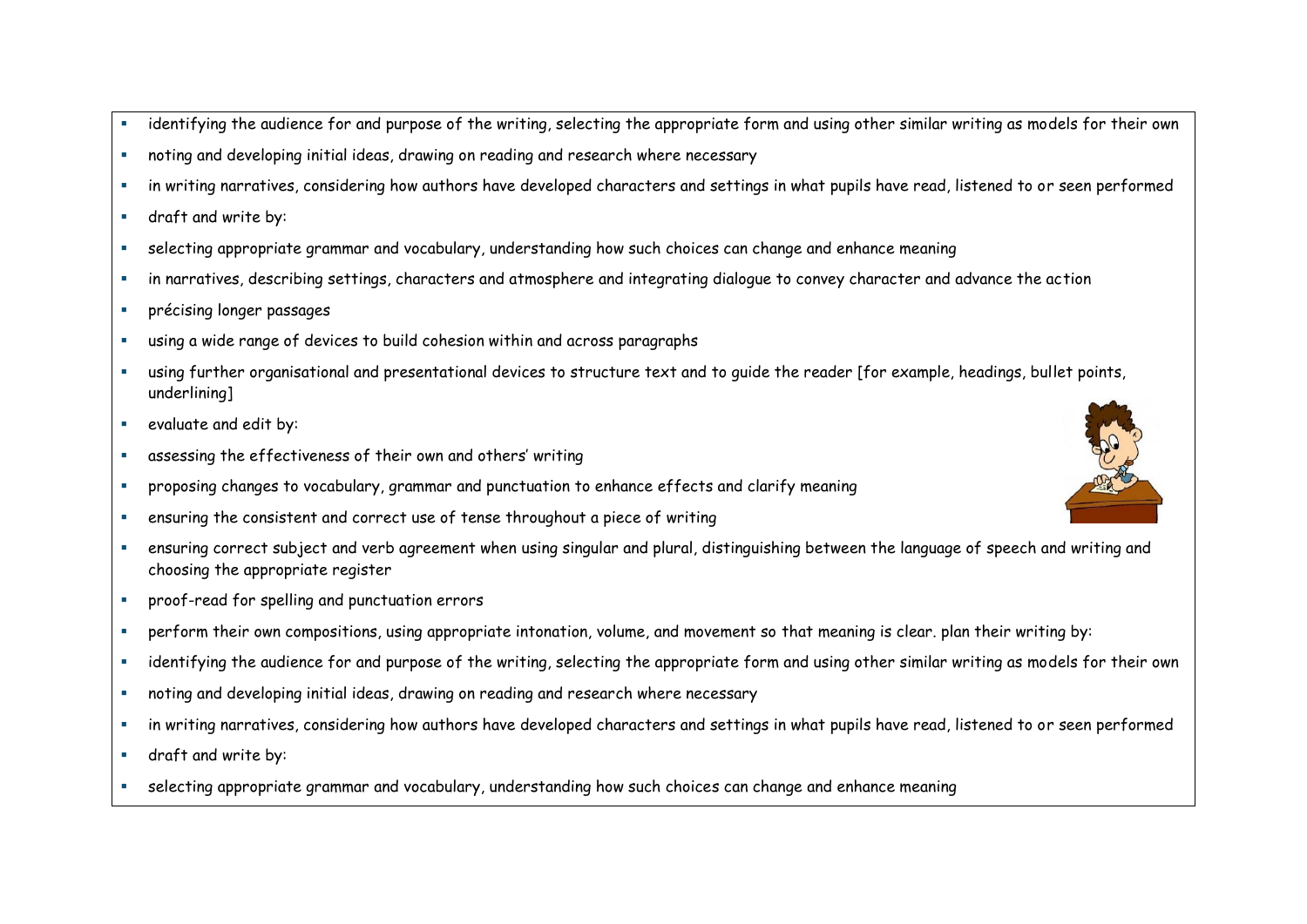- identifying the audience for and purpose of the writing, selecting the appropriate form and using other similar writing as models for their own
- noting and developing initial ideas, drawing on reading and research where necessary
- in writing narratives, considering how authors have developed characters and settings in what pupils have read, listened to or seen performed
- draft and write by:
- selecting appropriate grammar and vocabulary, understanding how such choices can change and enhance meaning
- in narratives, describing settings, characters and atmosphere and integrating dialogue to convey character and advance the action
- précising longer passages
- using a wide range of devices to build cohesion within and across paragraphs
- using further organisational and presentational devices to structure text and to guide the reader [for example, headings, bullet points, underlining]
- evaluate and edit by:
- assessing the effectiveness of their own and others' writing
- proposing changes to vocabulary, grammar and punctuation to enhance effects and clarify meaning
- ensuring the consistent and correct use of tense throughout a piece of writing
- ensuring correct subject and verb agreement when using singular and plural, distinguishing between the language of speech and writing and choosing the appropriate register
- proof-read for spelling and punctuation errors
- perform their own compositions, using appropriate intonation, volume, and movement so that meaning is clear. plan their writing by:
- identifying the audience for and purpose of the writing, selecting the appropriate form and using other similar writing as models for their own
- noting and developing initial ideas, drawing on reading and research where necessary
- in writing narratives, considering how authors have developed characters and settings in what pupils have read, listened to or seen performed
- draft and write by:
- selecting appropriate grammar and vocabulary, understanding how such choices can change and enhance meaning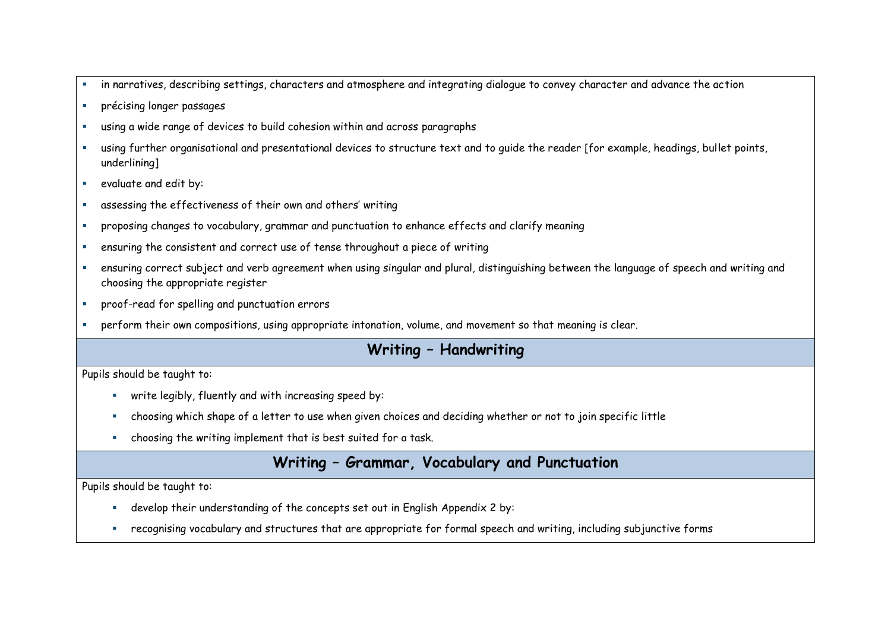- in narratives, describing settings, characters and atmosphere and integrating dialogue to convey character and advance the action
- précising longer passages
- using a wide range of devices to build cohesion within and across paragraphs
- using further organisational and presentational devices to structure text and to guide the reader [for example, headings, bullet points, underlining]
- evaluate and edit by:
- assessing the effectiveness of their own and others' writing
- proposing changes to vocabulary, grammar and punctuation to enhance effects and clarify meaning
- ensuring the consistent and correct use of tense throughout a piece of writing
- ensuring correct subject and verb agreement when using singular and plural, distinguishing between the language of speech and writing and choosing the appropriate register
- proof-read for spelling and punctuation errors
- perform their own compositions, using appropriate intonation, volume, and movement so that meaning is clear.

## Writing – Handwriting

Pupils should be taught to:

- write legibly, fluently and with increasing speed by:
- choosing which shape of a letter to use when given choices and deciding whether or not to join specific little
- choosing the writing implement that is best suited for a task.

## Writing – Grammar, Vocabulary and Punctuation

Pupils should be taught to:

- develop their understanding of the concepts set out in English Appendix 2 by:
- recognising vocabulary and structures that are appropriate for formal speech and writing, including subjunctive forms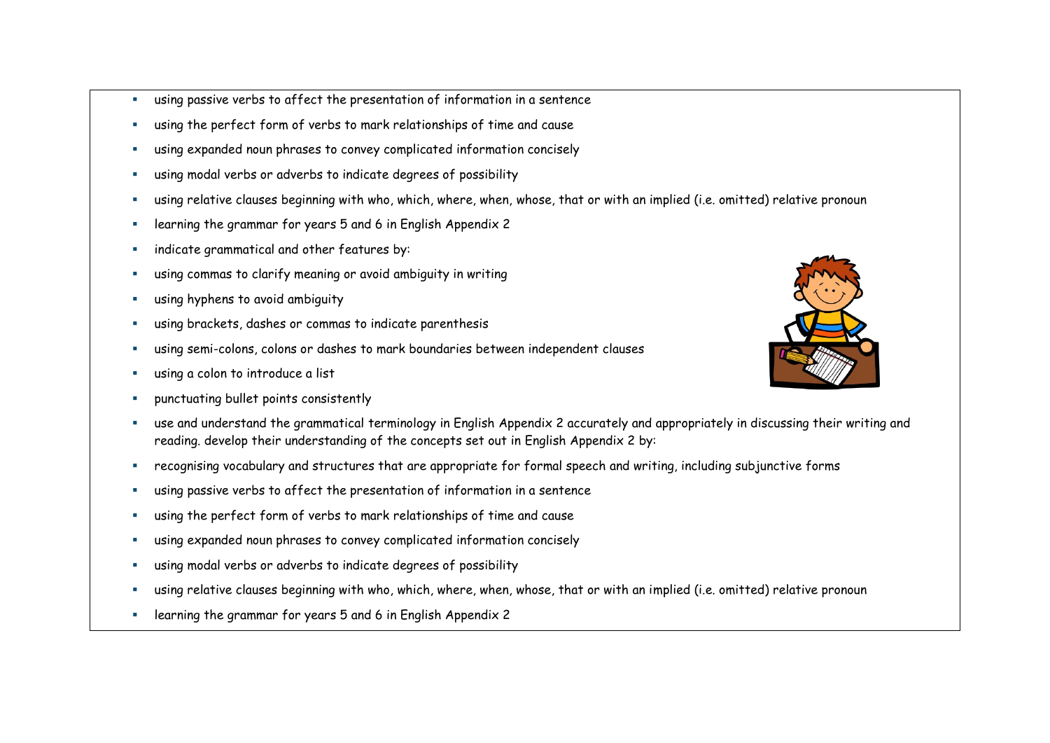- using passive verbs to affect the presentation of information in a sentence
- using the perfect form of verbs to mark relationships of time and cause
- using expanded noun phrases to convey complicated information concisely
- using modal verbs or adverbs to indicate degrees of possibility
- using relative clauses beginning with who, which, where, when, whose, that or with an implied (i.e. omitted) relative pronoun
- learning the grammar for years 5 and 6 in English Appendix 2
- indicate grammatical and other features by:
- using commas to clarify meaning or avoid ambiguity in writing
- using hyphens to avoid ambiguity
- using brackets, dashes or commas to indicate parenthesis
- using semi-colons, colons or dashes to mark boundaries between independent clauses
- using a colon to introduce a list
- punctuating bullet points consistently
- use and understand the grammatical terminology in English Appendix 2 accurately and appropriately in discussing their writing and reading. develop their understanding of the concepts set out in English Appendix 2 by:
- recognising vocabulary and structures that are appropriate for formal speech and writing, including subjunctive forms
- using passive verbs to affect the presentation of information in a sentence
- using the perfect form of verbs to mark relationships of time and cause
- using expanded noun phrases to convey complicated information concisely
- using modal verbs or adverbs to indicate degrees of possibility
- using relative clauses beginning with who, which, where, when, whose, that or with an implied (i.e. omitted) relative pronoun
- learning the grammar for years 5 and 6 in English Appendix 2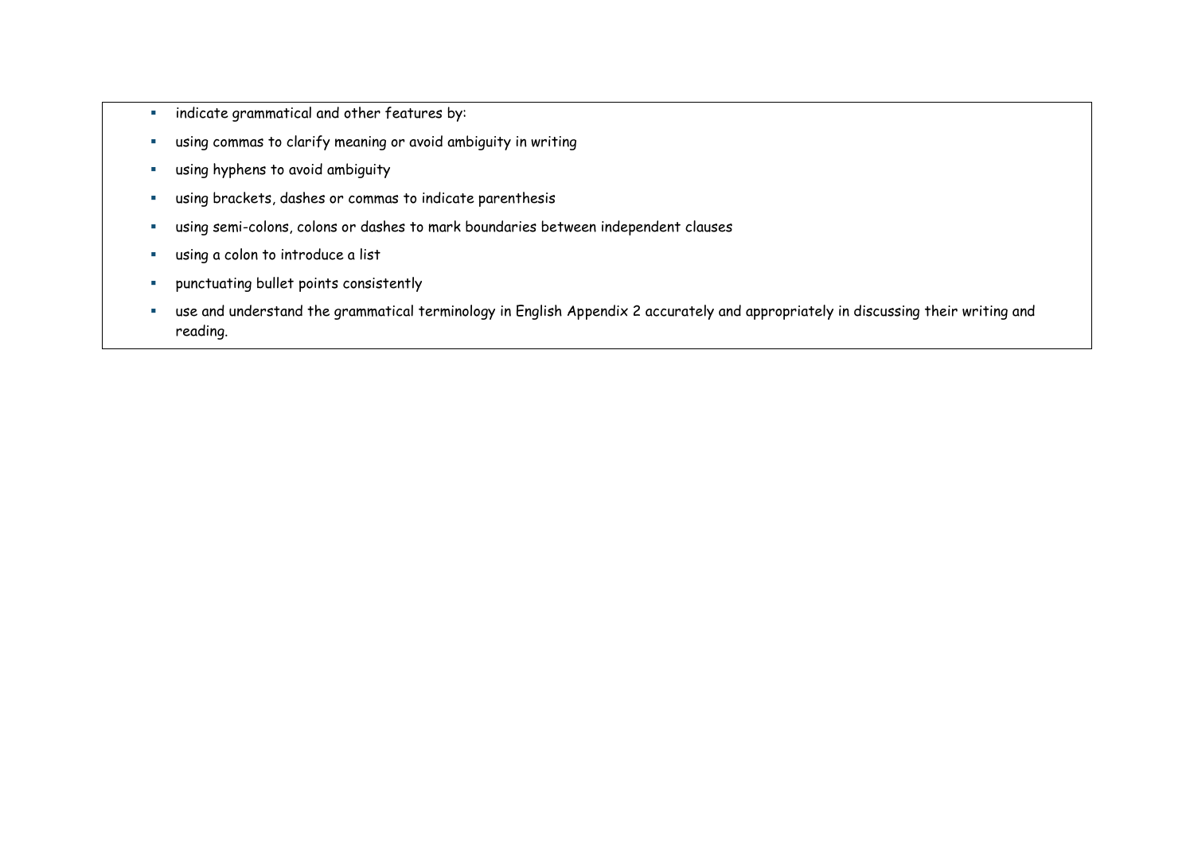- indicate grammatical and other features by:
- using commas to clarify meaning or avoid ambiguity in writing
- using hyphens to avoid ambiguity
- using brackets, dashes or commas to indicate parenthesis
- using semi-colons, colons or dashes to mark boundaries between independent clauses
- using a colon to introduce a list
- punctuating bullet points consistently
- use and understand the grammatical terminology in English Appendix 2 accurately and appropriately in discussing their writing and reading.